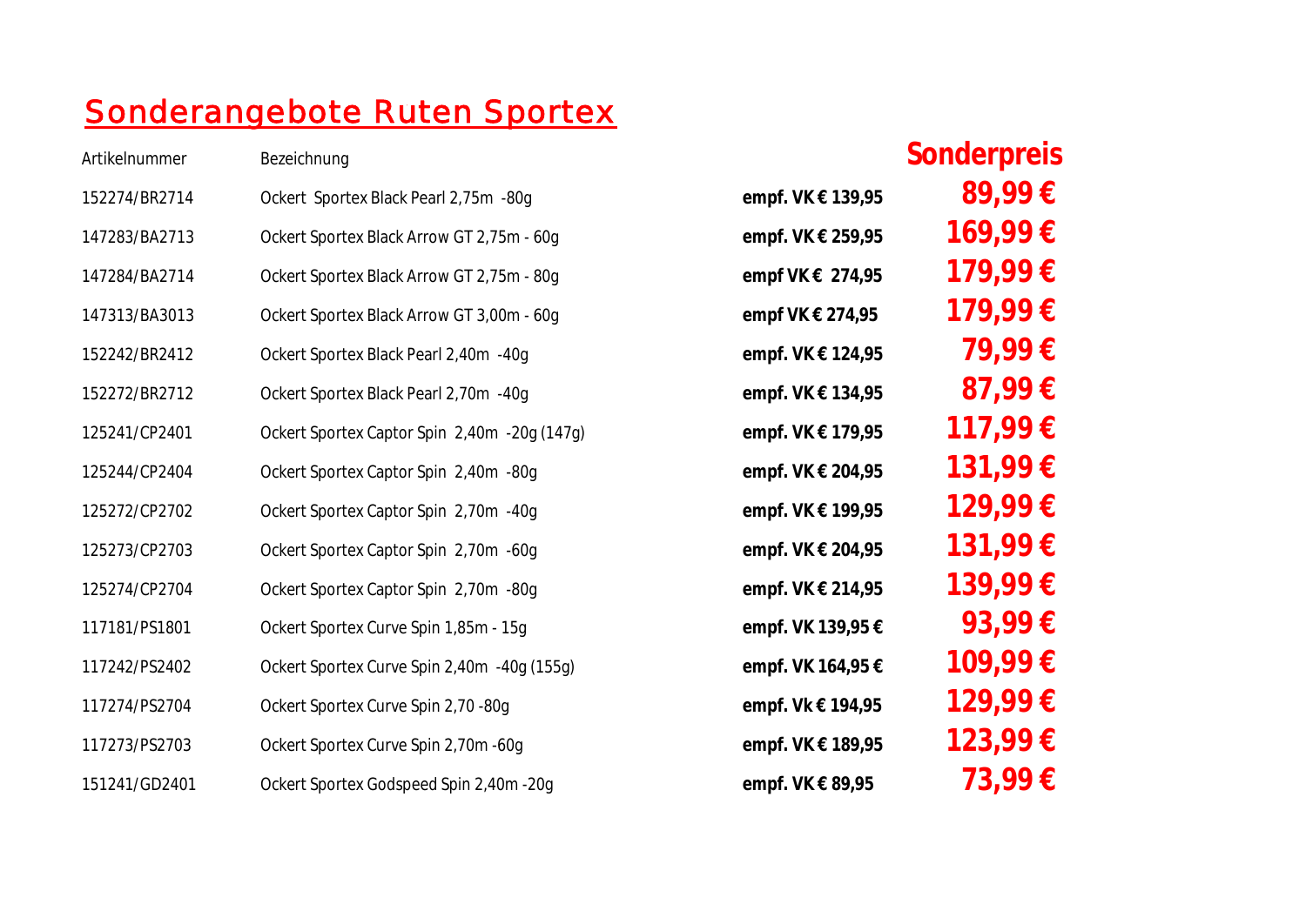# Sonderangebote Ruten Sportex

| Artikelnummer | Bezeichnung | | Sonderpreis |
|---|---|---|---|
| 152274/BR2714 | Ockert  Sportex Black Pearl 2,75m  -80g | **empf. VK € 139,95** | **89,99 €** |
| 147283/BA2713 | Ockert Sportex Black Arrow GT 2,75m - 60g | **empf. VK € 259,95** | **169,99 €** |
| 147284/BA2714 | Ockert Sportex Black Arrow GT 2,75m - 80g | **empf VK €  274,95** | **179,99 €** |
| 147313/BA3013 | Ockert Sportex Black Arrow GT 3,00m - 60g | **empf VK € 274,95** | **179,99 €** |
| 152242/BR2412 | Ockert Sportex Black Pearl 2,40m  -40g | **empf. VK € 124,95** | **79,99 €** |
| 152272/BR2712 | Ockert Sportex Black Pearl 2,70m  -40g | **empf. VK € 134,95** | **87,99 €** |
| 125241/CP2401 | Ockert Sportex Captor Spin  2,40m  -20g (147g) | **empf. VK € 179,95** | **117,99 €** |
| 125244/CP2404 | Ockert Sportex Captor Spin  2,40m  -80g | **empf. VK € 204,95** | **131,99 €** |
| 125272/CP2702 | Ockert Sportex Captor Spin  2,70m  -40g | **empf. VK € 199,95** | **129,99 €** |
| 125273/CP2703 | Ockert Sportex Captor Spin  2,70m  -60g | **empf. VK € 204,95** | **131,99 €** |
| 125274/CP2704 | Ockert Sportex Captor Spin  2,70m  -80g | **empf. VK € 214,95** | **139,99 €** |
| 117181/PS1801 | Ockert Sportex Curve Spin 1,85m - 15g | **empf. VK 139,95 €** | **93,99 €** |
| 117242/PS2402 | Ockert Sportex Curve Spin 2,40m  -40g (155g) | **empf. VK 164,95 €** | **109,99 €** |
| 117274/PS2704 | Ockert Sportex Curve Spin 2,70 -80g | **empf. Vk € 194,95** | **129,99 €** |
| 117273/PS2703 | Ockert Sportex Curve Spin 2,70m -60g | **empf. VK € 189,95** | **123,99 €** |
| 151241/GD2401 | Ockert Sportex Godspeed Spin 2,40m -20g | **empf. VK € 89,95** | **73,99 €** |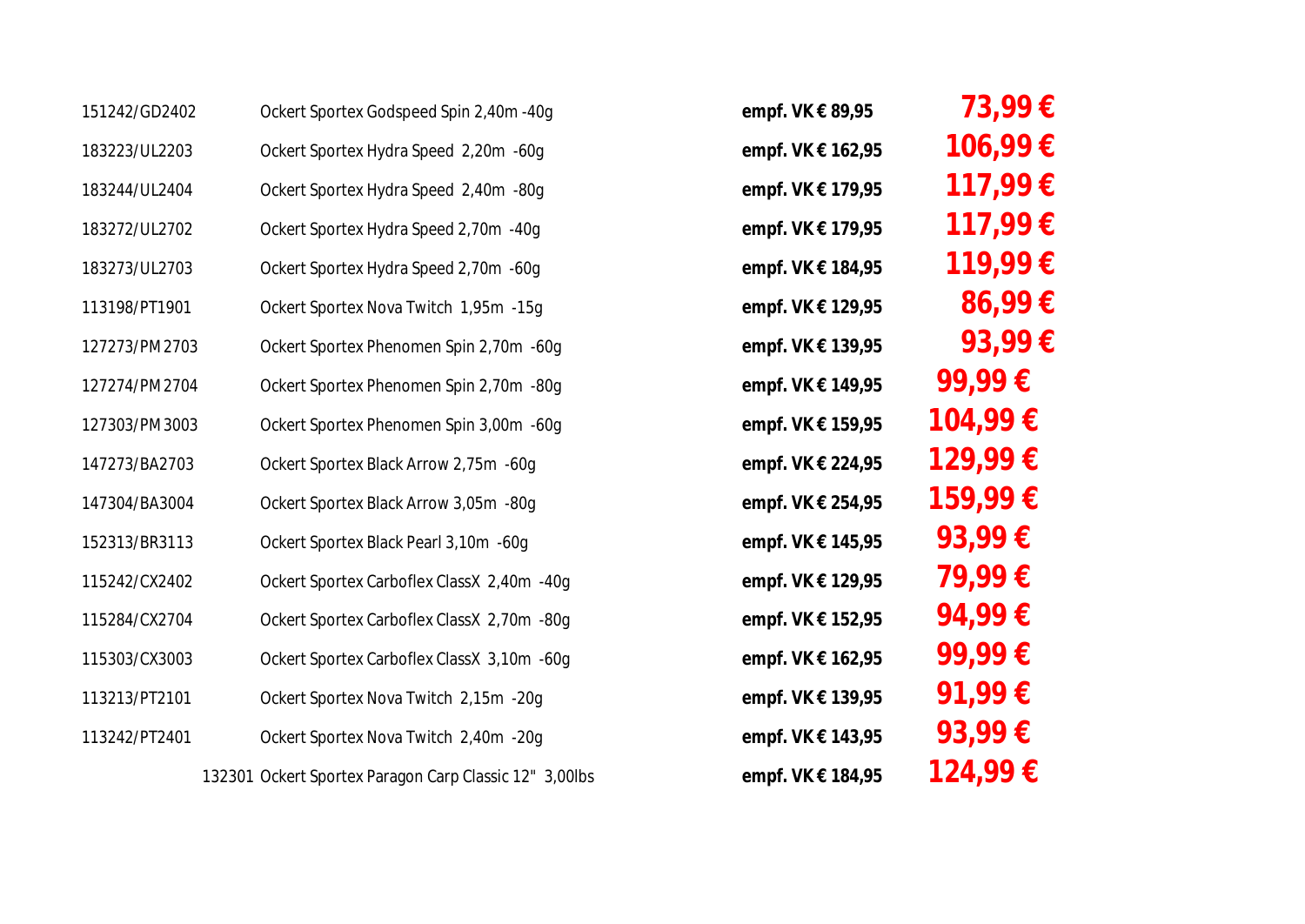| | | | |
|---|---|---|---|
| 151242/GD2402 | Ockert Sportex Godspeed Spin 2,40m -40g | **empf. VK € 89,95** | **73,99 €** |
| 183223/UL2203 | Ockert Sportex Hydra Speed 2,20m -60g | **empf. VK € 162,95** | **106,99 €** |
| 183244/UL2404 | Ockert Sportex Hydra Speed 2,40m -80g | **empf. VK € 179,95** | **117,99 €** |
| 183272/UL2702 | Ockert Sportex Hydra Speed 2,70m -40g | **empf. VK € 179,95** | **117,99 €** |
| 183273/UL2703 | Ockert Sportex Hydra Speed 2,70m -60g | **empf. VK € 184,95** | **119,99 €** |
| 113198/PT1901 | Ockert Sportex Nova Twitch 1,95m -15g | **empf. VK € 129,95** | **86,99 €** |
| 127273/PM2703 | Ockert Sportex Phenomen Spin 2,70m -60g | **empf. VK € 139,95** | **93,99 €** |
| 127274/PM2704 | Ockert Sportex Phenomen Spin 2,70m -80g | **empf. VK € 149,95** | **99,99 €** |
| 127303/PM3003 | Ockert Sportex Phenomen Spin 3,00m -60g | **empf. VK € 159,95** | **104,99 €** |
| 147273/BA2703 | Ockert Sportex Black Arrow 2,75m -60g | **empf. VK € 224,95** | **129,99 €** |
| 147304/BA3004 | Ockert Sportex Black Arrow 3,05m -80g | **empf. VK € 254,95** | **159,99 €** |
| 152313/BR3113 | Ockert Sportex Black Pearl 3,10m -60g | **empf. VK € 145,95** | **93,99 €** |
| 115242/CX2402 | Ockert Sportex Carboflex ClassX 2,40m -40g | **empf. VK € 129,95** | **79,99 €** |
| 115284/CX2704 | Ockert Sportex Carboflex ClassX 2,70m -80g | **empf. VK € 152,95** | **94,99 €** |
| 115303/CX3003 | Ockert Sportex Carboflex ClassX 3,10m -60g | **empf. VK € 162,95** | **99,99 €** |
| 113213/PT2101 | Ockert Sportex Nova Twitch 2,15m -20g | **empf. VK € 139,95** | **91,99 €** |
| 113242/PT2401 | Ockert Sportex Nova Twitch 2,40m -20g | **empf. VK € 143,95** | **93,99 €** |
| 132301 | Ockert Sportex Paragon Carp Classic 12" 3,00lbs | **empf. VK € 184,95** | **124,99 €** |